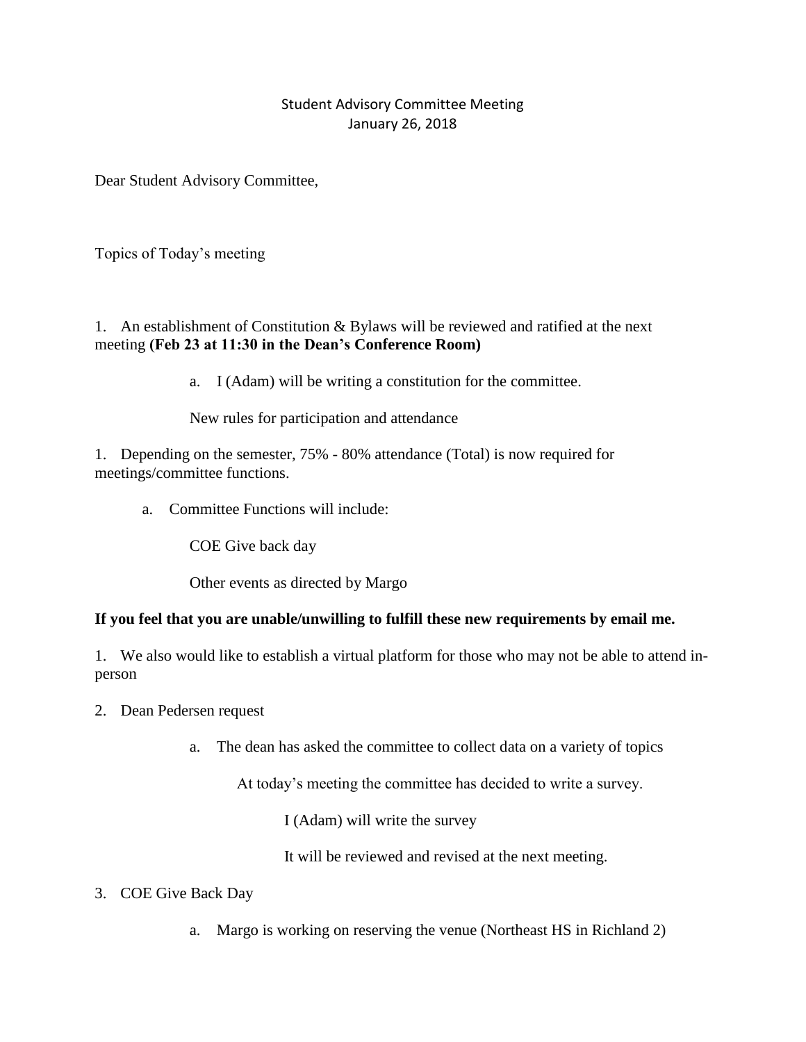Student Advisory Committee Meeting
January 26, 2018

Dear Student Advisory Committee,

Topics of Today's meeting

1. An establishment of Constitution & Bylaws will be reviewed and ratified at the next meeting **(Feb 23 at 11:30 in the Dean's Conference Room)**

    a. I (Adam) will be writing a constitution for the committee.

    New rules for participation and attendance

1. Depending on the semester, 75% - 80% attendance (Total) is now required for meetings/committee functions.

    a. Committee Functions will include:

        COE Give back day

        Other events as directed by Margo

**If you feel that you are unable/unwilling to fulfill these new requirements by email me.**

1. We also would like to establish a virtual platform for those who may not be able to attend in-person

2. Dean Pedersen request

    a. The dean has asked the committee to collect data on a variety of topics

        At today's meeting the committee has decided to write a survey.

            I (Adam) will write the survey

            It will be reviewed and revised at the next meeting.

3. COE Give Back Day

    a. Margo is working on reserving the venue (Northeast HS in Richland 2)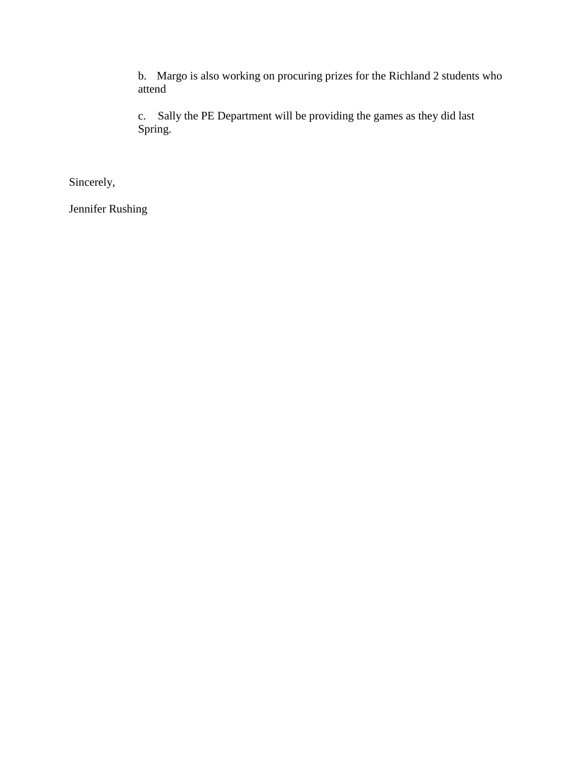b. Margo is also working on procuring prizes for the Richland 2 students who attend

c. Sally the PE Department will be providing the games as they did last Spring.

Sincerely,

Jennifer Rushing